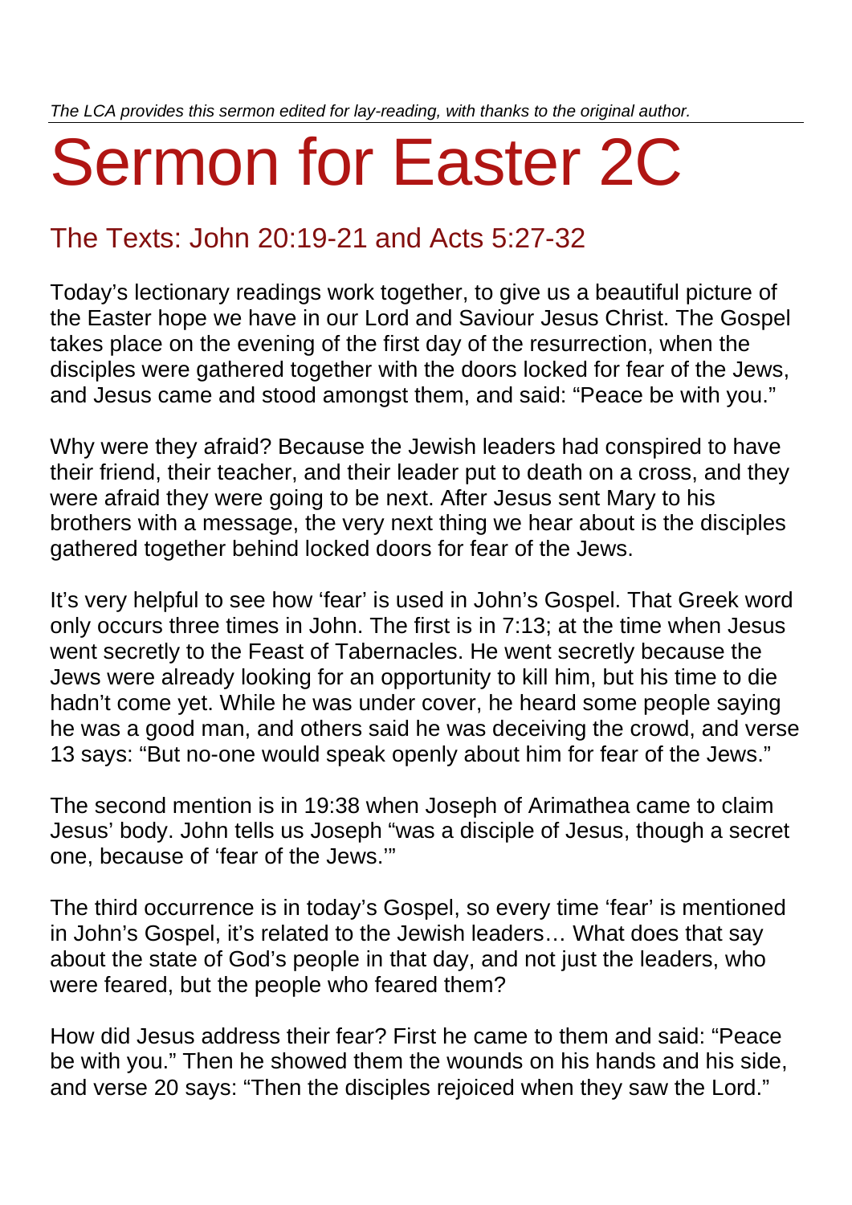*The LCA provides this sermon edited for lay-reading, with thanks to the original author.*

# Sermon for Easter 2C

## The Texts: John 20:19-21 and Acts 5:27-32

Today's lectionary readings work together, to give us a beautiful picture of the Easter hope we have in our Lord and Saviour Jesus Christ. The Gospel takes place on the evening of the first day of the resurrection, when the disciples were gathered together with the doors locked for fear of the Jews, and Jesus came and stood amongst them, and said: "Peace be with you."

Why were they afraid? Because the Jewish leaders had conspired to have their friend, their teacher, and their leader put to death on a cross, and they were afraid they were going to be next. After Jesus sent Mary to his brothers with a message, the very next thing we hear about is the disciples gathered together behind locked doors for fear of the Jews.

It's very helpful to see how 'fear' is used in John's Gospel. That Greek word only occurs three times in John. The first is in 7:13; at the time when Jesus went secretly to the Feast of Tabernacles. He went secretly because the Jews were already looking for an opportunity to kill him, but his time to die hadn't come yet. While he was under cover, he heard some people saying he was a good man, and others said he was deceiving the crowd, and verse 13 says: "But no-one would speak openly about him for fear of the Jews."

The second mention is in 19:38 when Joseph of Arimathea came to claim Jesus' body. John tells us Joseph "was a disciple of Jesus, though a secret one, because of 'fear of the Jews.'"

The third occurrence is in today's Gospel, so every time 'fear' is mentioned in John's Gospel, it's related to the Jewish leaders… What does that say about the state of God's people in that day, and not just the leaders, who were feared, but the people who feared them?

How did Jesus address their fear? First he came to them and said: "Peace be with you." Then he showed them the wounds on his hands and his side, and verse 20 says: "Then the disciples rejoiced when they saw the Lord."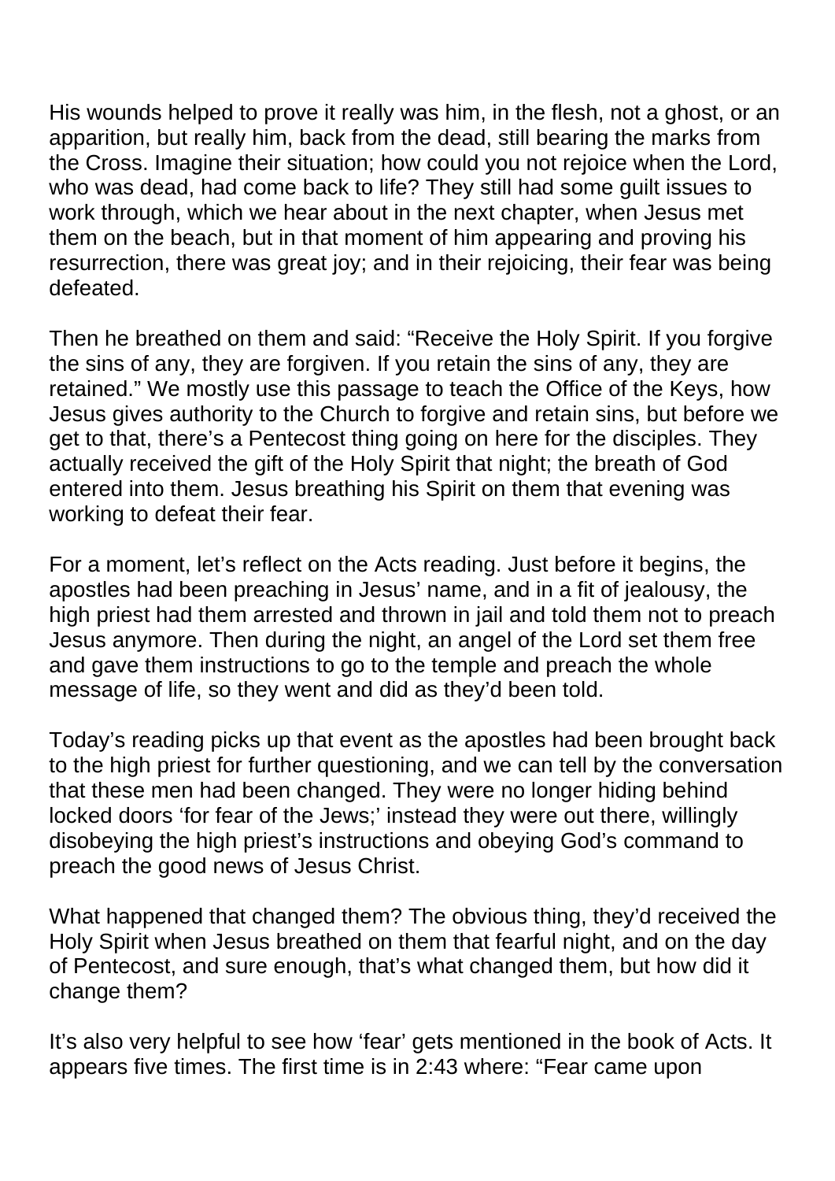His wounds helped to prove it really was him, in the flesh, not a ghost, or an apparition, but really him, back from the dead, still bearing the marks from the Cross. Imagine their situation; how could you not rejoice when the Lord, who was dead, had come back to life? They still had some guilt issues to work through, which we hear about in the next chapter, when Jesus met them on the beach, but in that moment of him appearing and proving his resurrection, there was great joy; and in their rejoicing, their fear was being defeated.

Then he breathed on them and said: “Receive the Holy Spirit. If you forgive the sins of any, they are forgiven. If you retain the sins of any, they are retained.” We mostly use this passage to teach the Office of the Keys, how Jesus gives authority to the Church to forgive and retain sins, but before we get to that, there’s a Pentecost thing going on here for the disciples. They actually received the gift of the Holy Spirit that night; the breath of God entered into them. Jesus breathing his Spirit on them that evening was working to defeat their fear.

For a moment, let’s reflect on the Acts reading. Just before it begins, the apostles had been preaching in Jesus’ name, and in a fit of jealousy, the high priest had them arrested and thrown in jail and told them not to preach Jesus anymore. Then during the night, an angel of the Lord set them free and gave them instructions to go to the temple and preach the whole message of life, so they went and did as they’d been told.

Today’s reading picks up that event as the apostles had been brought back to the high priest for further questioning, and we can tell by the conversation that these men had been changed. They were no longer hiding behind locked doors ‘for fear of the Jews;’ instead they were out there, willingly disobeying the high priest’s instructions and obeying God’s command to preach the good news of Jesus Christ.

What happened that changed them? The obvious thing, they’d received the Holy Spirit when Jesus breathed on them that fearful night, and on the day of Pentecost, and sure enough, that’s what changed them, but how did it change them?

It’s also very helpful to see how ‘fear’ gets mentioned in the book of Acts. It appears five times. The first time is in 2:43 where: “Fear came upon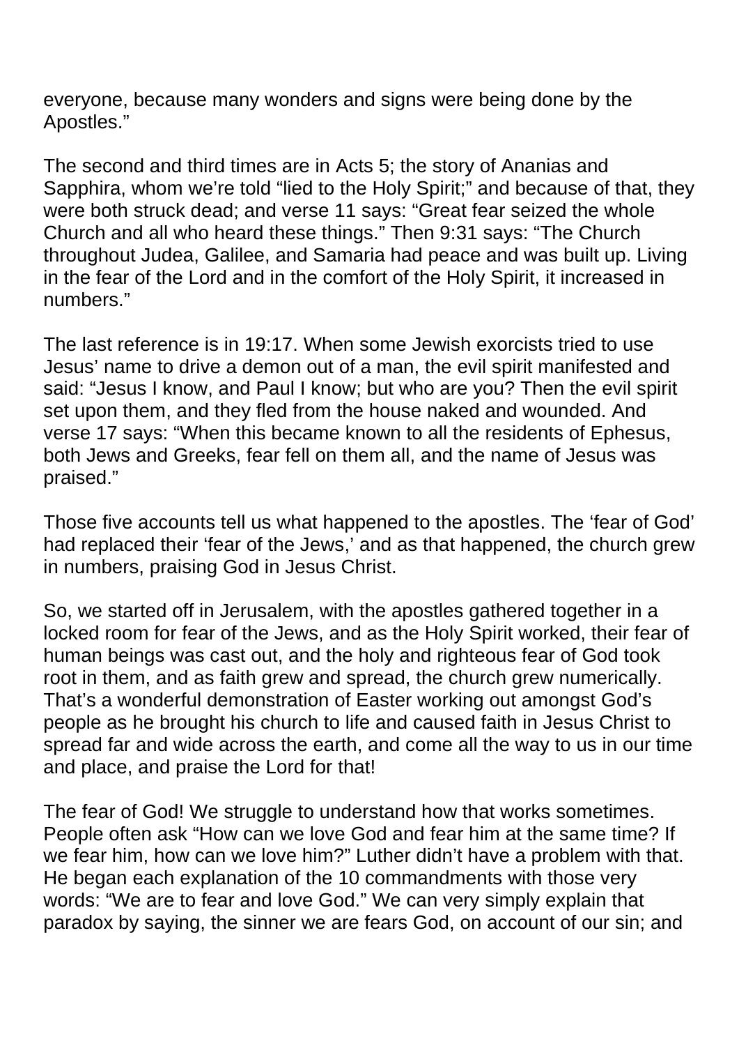everyone, because many wonders and signs were being done by the Apostles."

The second and third times are in Acts 5; the story of Ananias and Sapphira, whom we're told "lied to the Holy Spirit;" and because of that, they were both struck dead; and verse 11 says: "Great fear seized the whole Church and all who heard these things." Then 9:31 says: "The Church throughout Judea, Galilee, and Samaria had peace and was built up. Living in the fear of the Lord and in the comfort of the Holy Spirit, it increased in numbers."

The last reference is in 19:17. When some Jewish exorcists tried to use Jesus' name to drive a demon out of a man, the evil spirit manifested and said: "Jesus I know, and Paul I know; but who are you? Then the evil spirit set upon them, and they fled from the house naked and wounded. And verse 17 says: "When this became known to all the residents of Ephesus, both Jews and Greeks, fear fell on them all, and the name of Jesus was praised."

Those five accounts tell us what happened to the apostles. The 'fear of God' had replaced their 'fear of the Jews,' and as that happened, the church grew in numbers, praising God in Jesus Christ.

So, we started off in Jerusalem, with the apostles gathered together in a locked room for fear of the Jews, and as the Holy Spirit worked, their fear of human beings was cast out, and the holy and righteous fear of God took root in them, and as faith grew and spread, the church grew numerically. That's a wonderful demonstration of Easter working out amongst God's people as he brought his church to life and caused faith in Jesus Christ to spread far and wide across the earth, and come all the way to us in our time and place, and praise the Lord for that!

The fear of God! We struggle to understand how that works sometimes. People often ask "How can we love God and fear him at the same time? If we fear him, how can we love him?" Luther didn't have a problem with that. He began each explanation of the 10 commandments with those very words: "We are to fear and love God." We can very simply explain that paradox by saying, the sinner we are fears God, on account of our sin; and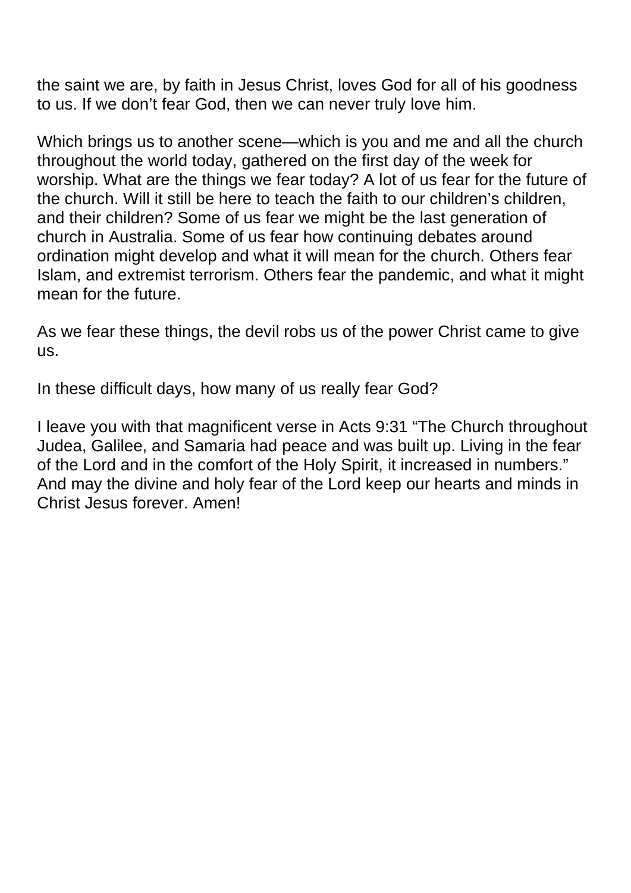the saint we are, by faith in Jesus Christ, loves God for all of his goodness to us. If we don't fear God, then we can never truly love him.

Which brings us to another scene—which is you and me and all the church throughout the world today, gathered on the first day of the week for worship. What are the things we fear today? A lot of us fear for the future of the church. Will it still be here to teach the faith to our children's children, and their children? Some of us fear we might be the last generation of church in Australia. Some of us fear how continuing debates around ordination might develop and what it will mean for the church. Others fear Islam, and extremist terrorism. Others fear the pandemic, and what it might mean for the future.

As we fear these things, the devil robs us of the power Christ came to give us.

In these difficult days, how many of us really fear God?

I leave you with that magnificent verse in Acts 9:31 "The Church throughout Judea, Galilee, and Samaria had peace and was built up. Living in the fear of the Lord and in the comfort of the Holy Spirit, it increased in numbers." And may the divine and holy fear of the Lord keep our hearts and minds in Christ Jesus forever. Amen!